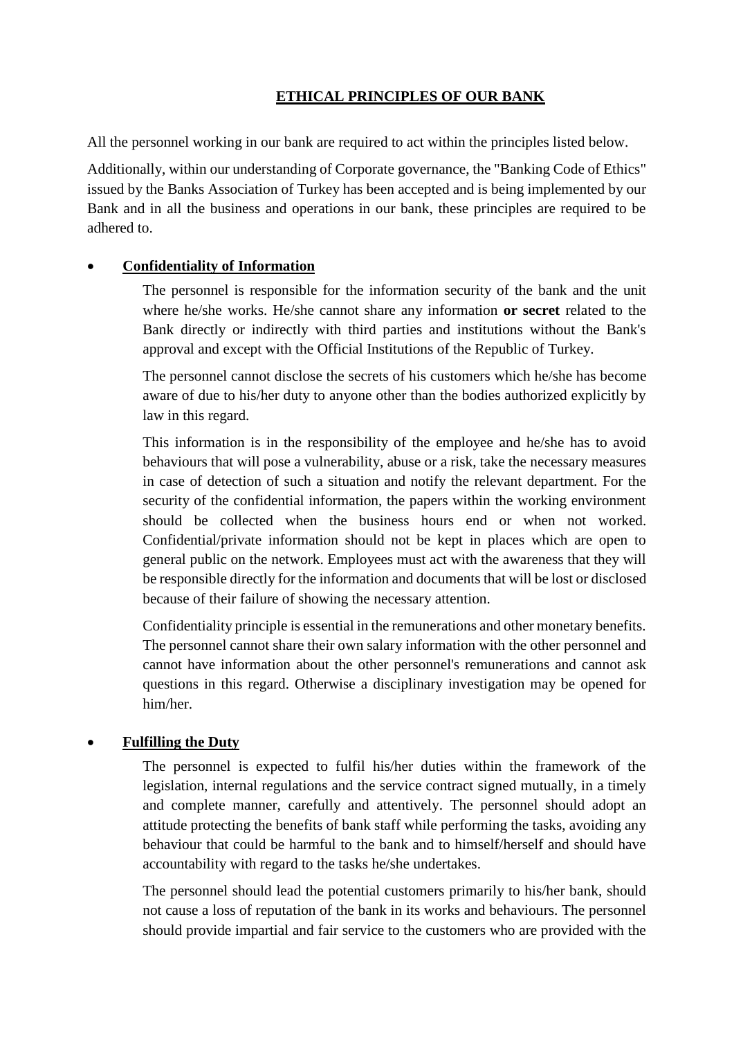# ETHICAL PRINCIPLES OF OUR BANK

All the personnel working in our bank are required to act within the principles listed below.

Additionally, within our understanding of Corporate governance, the "Banking Code of Ethics" issued by the Banks Association of Turkey has been accepted and is being implemented by our Bank and in all the business and operations in our bank, these principles are required to be adhered to.

- **Confidentiality of Information**

  The personnel is responsible for the information security of the bank and the unit where he/she works. He/she cannot share any information **or secret** related to the Bank directly or indirectly with third parties and institutions without the Bank's approval and except with the Official Institutions of the Republic of Turkey.

  The personnel cannot disclose the secrets of his customers which he/she has become aware of due to his/her duty to anyone other than the bodies authorized explicitly by law in this regard.

  This information is in the responsibility of the employee and he/she has to avoid behaviours that will pose a vulnerability, abuse or a risk, take the necessary measures in case of detection of such a situation and notify the relevant department. For the security of the confidential information, the papers within the working environment should be collected when the business hours end or when not worked. Confidential/private information should not be kept in places which are open to general public on the network. Employees must act with the awareness that they will be responsible directly for the information and documents that will be lost or disclosed because of their failure of showing the necessary attention.

  Confidentiality principle is essential in the remunerations and other monetary benefits. The personnel cannot share their own salary information with the other personnel and cannot have information about the other personnel's remunerations and cannot ask questions in this regard. Otherwise a disciplinary investigation may be opened for him/her.

- **Fulfilling the Duty**

  The personnel is expected to fulfil his/her duties within the framework of the legislation, internal regulations and the service contract signed mutually, in a timely and complete manner, carefully and attentively. The personnel should adopt an attitude protecting the benefits of bank staff while performing the tasks, avoiding any behaviour that could be harmful to the bank and to himself/herself and should have accountability with regard to the tasks he/she undertakes.

  The personnel should lead the potential customers primarily to his/her bank, should not cause a loss of reputation of the bank in its works and behaviours. The personnel should provide impartial and fair service to the customers who are provided with the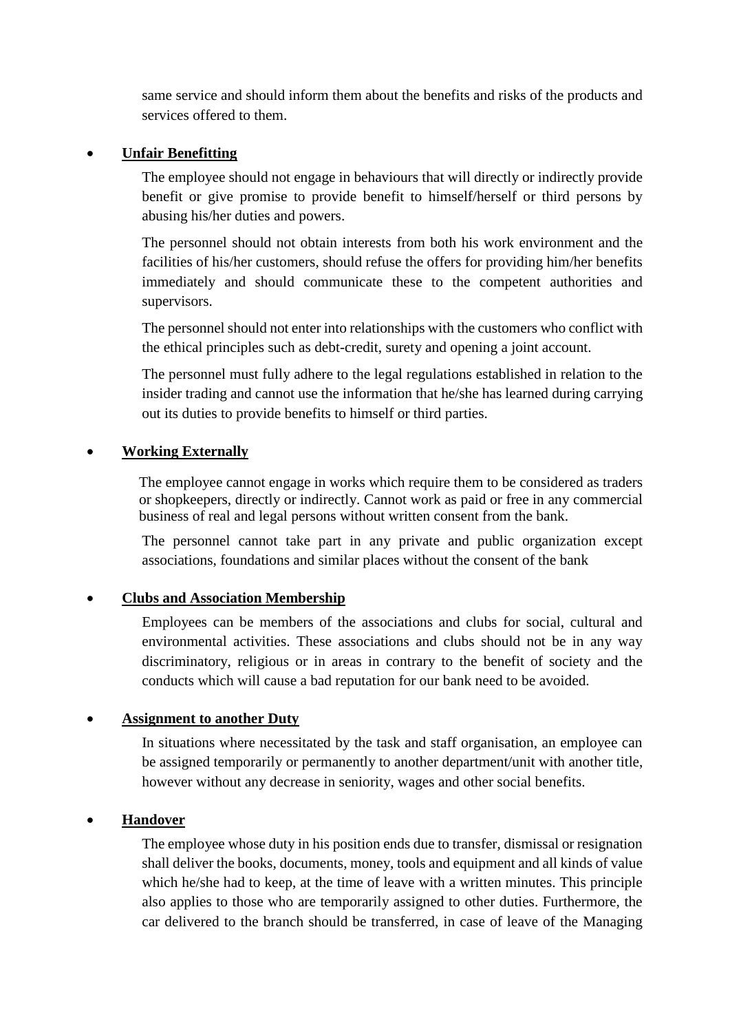same service and should inform them about the benefits and risks of the products and services offered to them.

- **Unfair Benefitting**

  The employee should not engage in behaviours that will directly or indirectly provide benefit or give promise to provide benefit to himself/herself or third persons by abusing his/her duties and powers.

  The personnel should not obtain interests from both his work environment and the facilities of his/her customers, should refuse the offers for providing him/her benefits immediately and should communicate these to the competent authorities and supervisors.

  The personnel should not enter into relationships with the customers who conflict with the ethical principles such as debt-credit, surety and opening a joint account.

  The personnel must fully adhere to the legal regulations established in relation to the insider trading and cannot use the information that he/she has learned during carrying out its duties to provide benefits to himself or third parties.

- **Working Externally**

  The employee cannot engage in works which require them to be considered as traders or shopkeepers, directly or indirectly. Cannot work as paid or free in any commercial business of real and legal persons without written consent from the bank.

  The personnel cannot take part in any private and public organization except associations, foundations and similar places without the consent of the bank

- **Clubs and Association Membership**

  Employees can be members of the associations and clubs for social, cultural and environmental activities. These associations and clubs should not be in any way discriminatory, religious or in areas in contrary to the benefit of society and the conducts which will cause a bad reputation for our bank need to be avoided.

- **Assignment to another Duty**

  In situations where necessitated by the task and staff organisation, an employee can be assigned temporarily or permanently to another department/unit with another title, however without any decrease in seniority, wages and other social benefits.

- **Handover**

  The employee whose duty in his position ends due to transfer, dismissal or resignation shall deliver the books, documents, money, tools and equipment and all kinds of value which he/she had to keep, at the time of leave with a written minutes. This principle also applies to those who are temporarily assigned to other duties. Furthermore, the car delivered to the branch should be transferred, in case of leave of the Managing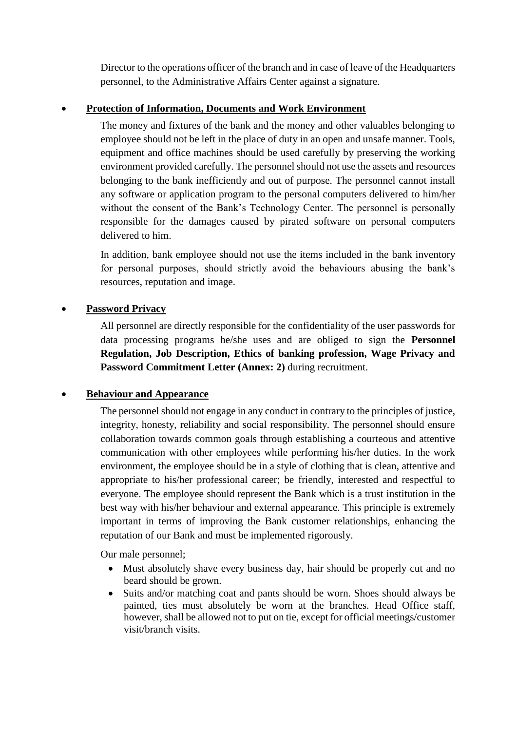Director to the operations officer of the branch and in case of leave of the Headquarters personnel, to the Administrative Affairs Center against a signature.

- **Protection of Information, Documents and Work Environment**

  The money and fixtures of the bank and the money and other valuables belonging to employee should not be left in the place of duty in an open and unsafe manner. Tools, equipment and office machines should be used carefully by preserving the working environment provided carefully. The personnel should not use the assets and resources belonging to the bank inefficiently and out of purpose. The personnel cannot install any software or application program to the personal computers delivered to him/her without the consent of the Bank's Technology Center. The personnel is personally responsible for the damages caused by pirated software on personal computers delivered to him.

  In addition, bank employee should not use the items included in the bank inventory for personal purposes, should strictly avoid the behaviours abusing the bank's resources, reputation and image.

- **Password Privacy**

  All personnel are directly responsible for the confidentiality of the user passwords for data processing programs he/she uses and are obliged to sign the **Personnel Regulation, Job Description, Ethics of banking profession, Wage Privacy and Password Commitment Letter (Annex: 2)** during recruitment.

- **Behaviour and Appearance**

  The personnel should not engage in any conduct in contrary to the principles of justice, integrity, honesty, reliability and social responsibility. The personnel should ensure collaboration towards common goals through establishing a courteous and attentive communication with other employees while performing his/her duties. In the work environment, the employee should be in a style of clothing that is clean, attentive and appropriate to his/her professional career; be friendly, interested and respectful to everyone. The employee should represent the Bank which is a trust institution in the best way with his/her behaviour and external appearance. This principle is extremely important in terms of improving the Bank customer relationships, enhancing the reputation of our Bank and must be implemented rigorously.

  Our male personnel;

  - Must absolutely shave every business day, hair should be properly cut and no beard should be grown.
  - Suits and/or matching coat and pants should be worn. Shoes should always be painted, ties must absolutely be worn at the branches. Head Office staff, however, shall be allowed not to put on tie, except for official meetings/customer visit/branch visits.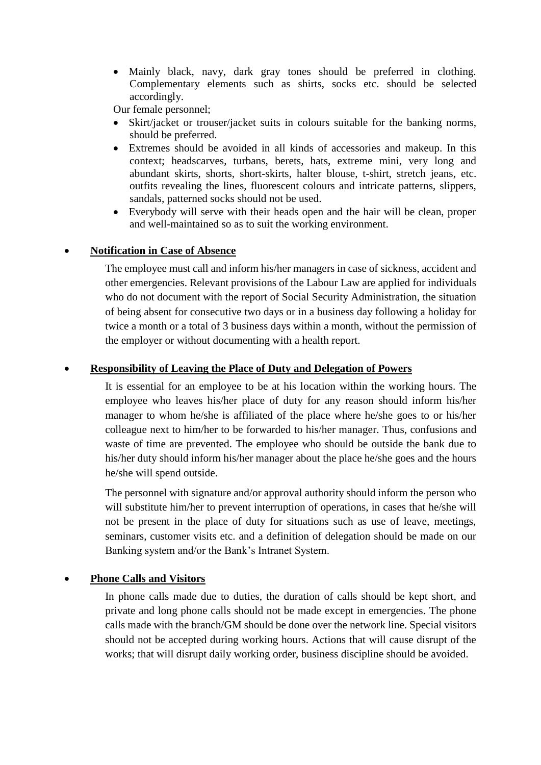- Mainly black, navy, dark gray tones should be preferred in clothing. Complementary elements such as shirts, socks etc. should be selected accordingly.

Our female personnel;

- Skirt/jacket or trouser/jacket suits in colours suitable for the banking norms, should be preferred.
- Extremes should be avoided in all kinds of accessories and makeup. In this context; headscarves, turbans, berets, hats, extreme mini, very long and abundant skirts, shorts, short-skirts, halter blouse, t-shirt, stretch jeans, etc. outfits revealing the lines, fluorescent colours and intricate patterns, slippers, sandals, patterned socks should not be used.
- Everybody will serve with their heads open and the hair will be clean, proper and well-maintained so as to suit the working environment.

- **<u>Notification in Case of Absence</u>**

  The employee must call and inform his/her managers in case of sickness, accident and other emergencies. Relevant provisions of the Labour Law are applied for individuals who do not document with the report of Social Security Administration, the situation of being absent for consecutive two days or in a business day following a holiday for twice a month or a total of 3 business days within a month, without the permission of the employer or without documenting with a health report.

- **<u>Responsibility of Leaving the Place of Duty and Delegation of Powers</u>**

  It is essential for an employee to be at his location within the working hours. The employee who leaves his/her place of duty for any reason should inform his/her manager to whom he/she is affiliated of the place where he/she goes to or his/her colleague next to him/her to be forwarded to his/her manager. Thus, confusions and waste of time are prevented. The employee who should be outside the bank due to his/her duty should inform his/her manager about the place he/she goes and the hours he/she will spend outside.

  The personnel with signature and/or approval authority should inform the person who will substitute him/her to prevent interruption of operations, in cases that he/she will not be present in the place of duty for situations such as use of leave, meetings, seminars, customer visits etc. and a definition of delegation should be made on our Banking system and/or the Bank's Intranet System.

- **<u>Phone Calls and Visitors</u>**

  In phone calls made due to duties, the duration of calls should be kept short, and private and long phone calls should not be made except in emergencies. The phone calls made with the branch/GM should be done over the network line. Special visitors should not be accepted during working hours. Actions that will cause disrupt of the works; that will disrupt daily working order, business discipline should be avoided.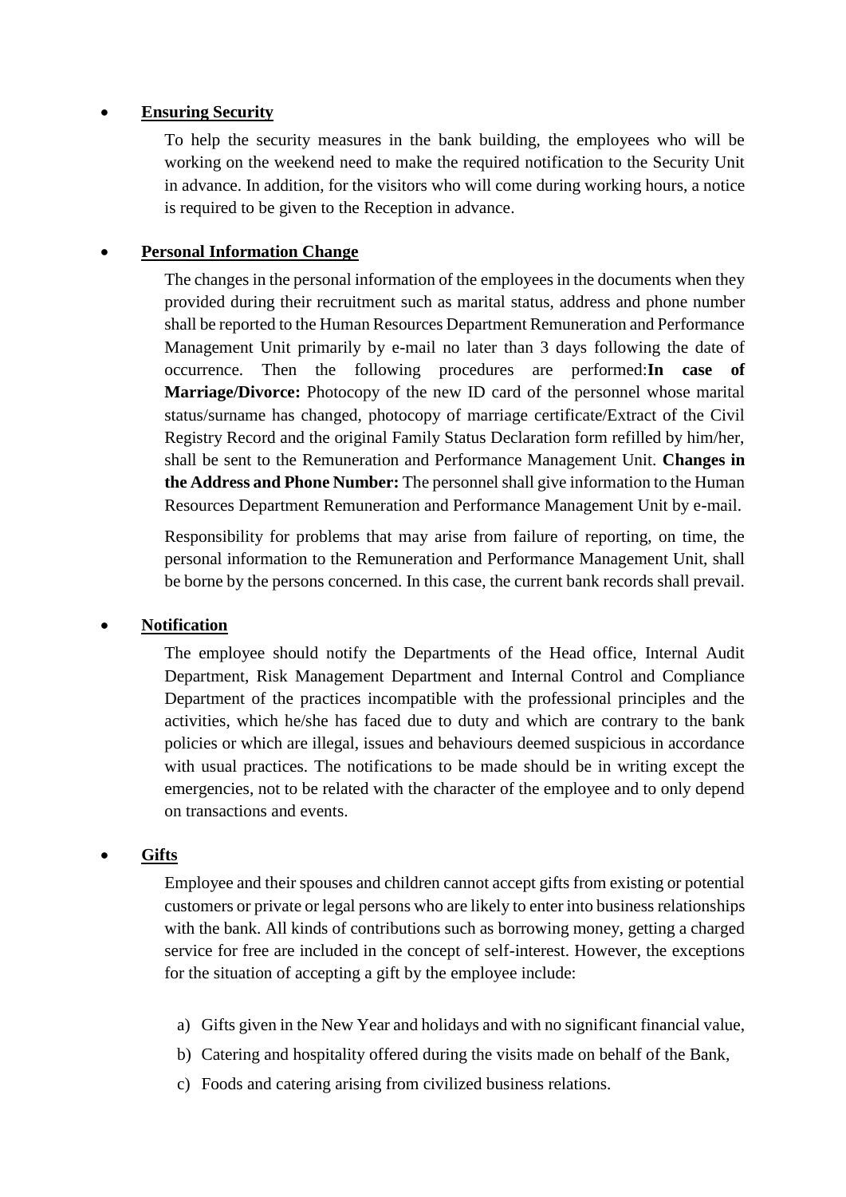- **<u>Ensuring Security</u>**

  To help the security measures in the bank building, the employees who will be working on the weekend need to make the required notification to the Security Unit in advance. In addition, for the visitors who will come during working hours, a notice is required to be given to the Reception in advance.

- **<u>Personal Information Change</u>**

  The changes in the personal information of the employees in the documents when they provided during their recruitment such as marital status, address and phone number shall be reported to the Human Resources Department Remuneration and Performance Management Unit primarily by e-mail no later than 3 days following the date of occurrence. Then the following procedures are performed:**In case of Marriage/Divorce:** Photocopy of the new ID card of the personnel whose marital status/surname has changed, photocopy of marriage certificate/Extract of the Civil Registry Record and the original Family Status Declaration form refilled by him/her, shall be sent to the Remuneration and Performance Management Unit. **Changes in the Address and Phone Number:** The personnel shall give information to the Human Resources Department Remuneration and Performance Management Unit by e-mail.

  Responsibility for problems that may arise from failure of reporting, on time, the personal information to the Remuneration and Performance Management Unit, shall be borne by the persons concerned. In this case, the current bank records shall prevail.

- **<u>Notification</u>**

  The employee should notify the Departments of the Head office, Internal Audit Department, Risk Management Department and Internal Control and Compliance Department of the practices incompatible with the professional principles and the activities, which he/she has faced due to duty and which are contrary to the bank policies or which are illegal, issues and behaviours deemed suspicious in accordance with usual practices. The notifications to be made should be in writing except the emergencies, not to be related with the character of the employee and to only depend on transactions and events.

- **<u>Gifts</u>**

  Employee and their spouses and children cannot accept gifts from existing or potential customers or private or legal persons who are likely to enter into business relationships with the bank. All kinds of contributions such as borrowing money, getting a charged service for free are included in the concept of self-interest. However, the exceptions for the situation of accepting a gift by the employee include:

  a) Gifts given in the New Year and holidays and with no significant financial value,
  b) Catering and hospitality offered during the visits made on behalf of the Bank,
  c) Foods and catering arising from civilized business relations.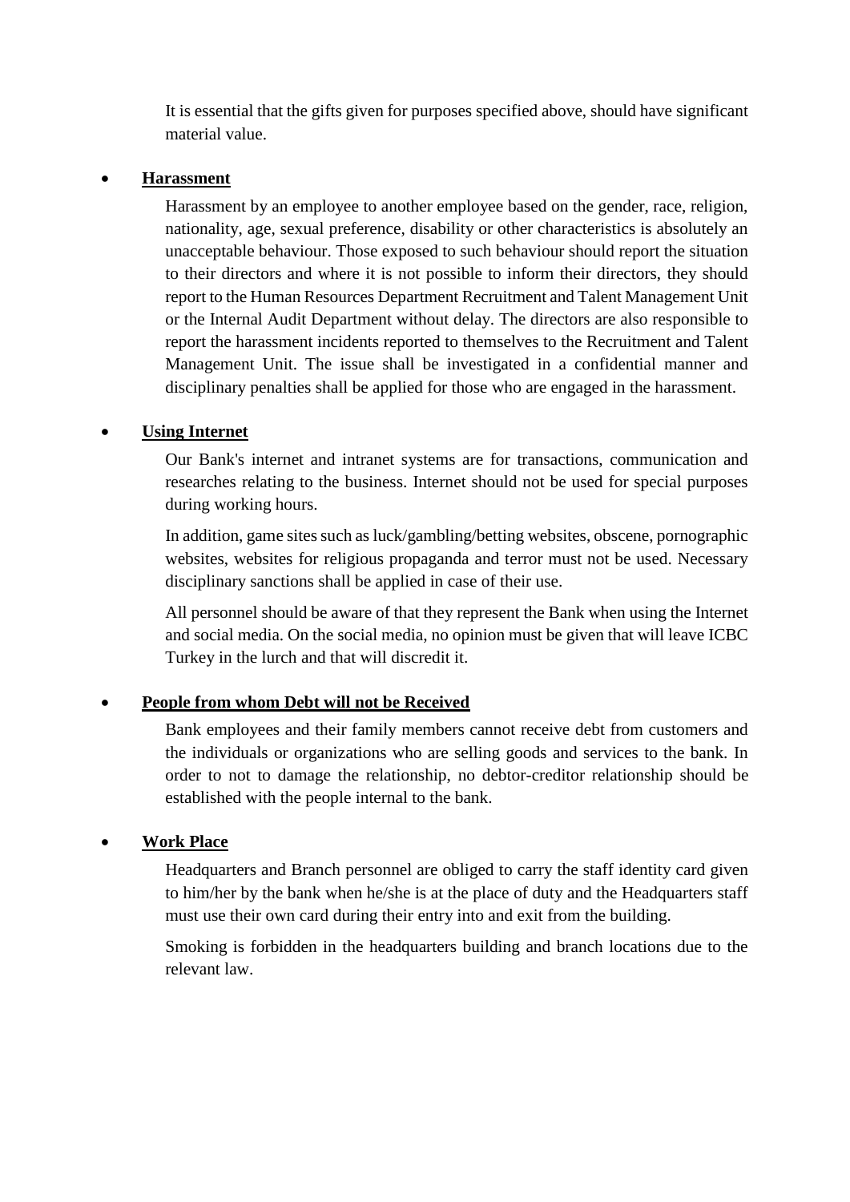It is essential that the gifts given for purposes specified above, should have significant material value.

- **Harassment**

  Harassment by an employee to another employee based on the gender, race, religion, nationality, age, sexual preference, disability or other characteristics is absolutely an unacceptable behaviour. Those exposed to such behaviour should report the situation to their directors and where it is not possible to inform their directors, they should report to the Human Resources Department Recruitment and Talent Management Unit or the Internal Audit Department without delay. The directors are also responsible to report the harassment incidents reported to themselves to the Recruitment and Talent Management Unit. The issue shall be investigated in a confidential manner and disciplinary penalties shall be applied for those who are engaged in the harassment.

- **Using Internet**

  Our Bank's internet and intranet systems are for transactions, communication and researches relating to the business. Internet should not be used for special purposes during working hours.

  In addition, game sites such as luck/gambling/betting websites, obscene, pornographic websites, websites for religious propaganda and terror must not be used. Necessary disciplinary sanctions shall be applied in case of their use.

  All personnel should be aware of that they represent the Bank when using the Internet and social media. On the social media, no opinion must be given that will leave ICBC Turkey in the lurch and that will discredit it.

- **People from whom Debt will not be Received**

  Bank employees and their family members cannot receive debt from customers and the individuals or organizations who are selling goods and services to the bank. In order to not to damage the relationship, no debtor-creditor relationship should be established with the people internal to the bank.

- **Work Place**

  Headquarters and Branch personnel are obliged to carry the staff identity card given to him/her by the bank when he/she is at the place of duty and the Headquarters staff must use their own card during their entry into and exit from the building.

  Smoking is forbidden in the headquarters building and branch locations due to the relevant law.